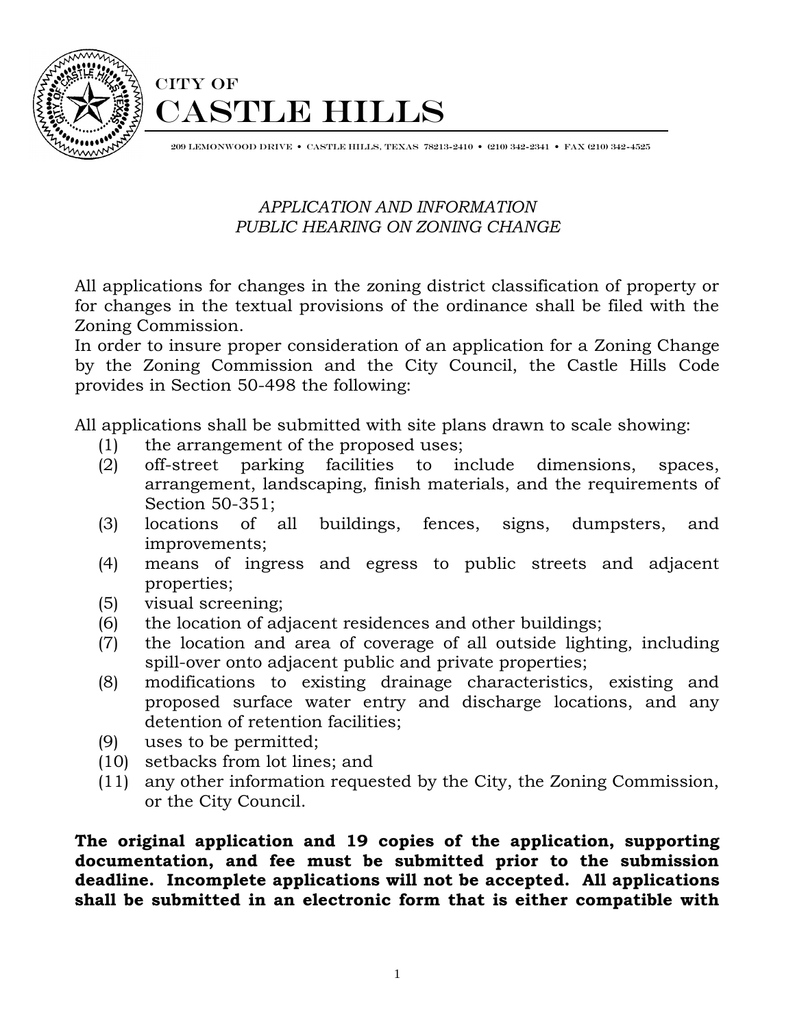# CITY OF CASTLE HILLS

209 LEMONWOOD DRIVE • CASTLE HILLS, TEXAS 78213-2410 • (210) 342-2341 • FAX (210) 342-4525

*APPLICATION AND INFORMATION*
*PUBLIC HEARING ON ZONING CHANGE*

All applications for changes in the zoning district classification of property or for changes in the textual provisions of the ordinance shall be filed with the Zoning Commission.
In order to insure proper consideration of an application for a Zoning Change by the Zoning Commission and the City Council, the Castle Hills Code provides in Section 50-498 the following:

All applications shall be submitted with site plans drawn to scale showing:

(1) the arrangement of the proposed uses;
(2) off-street parking facilities to include dimensions, spaces, arrangement, landscaping, finish materials, and the requirements of Section 50-351;
(3) locations of all buildings, fences, signs, dumpsters, and improvements;
(4) means of ingress and egress to public streets and adjacent properties;
(5) visual screening;
(6) the location of adjacent residences and other buildings;
(7) the location and area of coverage of all outside lighting, including spill-over onto adjacent public and private properties;
(8) modifications to existing drainage characteristics, existing and proposed surface water entry and discharge locations, and any detention of retention facilities;
(9) uses to be permitted;
(10) setbacks from lot lines; and
(11) any other information requested by the City, the Zoning Commission, or the City Council.

**The original application and 19 copies of the application, supporting documentation, and fee must be submitted prior to the submission deadline. Incomplete applications will not be accepted. All applications shall be submitted in an electronic form that is either compatible with**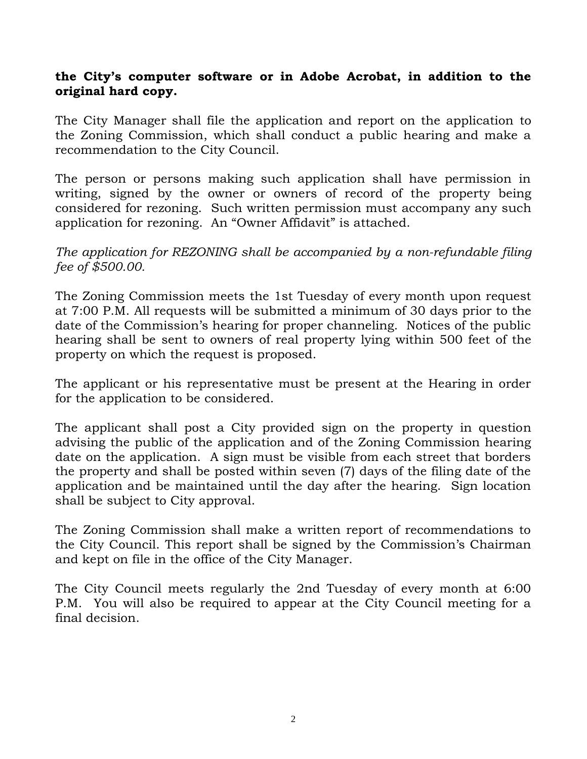**the City's computer software or in Adobe Acrobat, in addition to the original hard copy.**

The City Manager shall file the application and report on the application to the Zoning Commission, which shall conduct a public hearing and make a recommendation to the City Council.

The person or persons making such application shall have permission in writing, signed by the owner or owners of record of the property being considered for rezoning. Such written permission must accompany any such application for rezoning. An "Owner Affidavit" is attached.

*The application for REZONING shall be accompanied by a non-refundable filing fee of $500.00.*

The Zoning Commission meets the 1st Tuesday of every month upon request at 7:00 P.M. All requests will be submitted a minimum of 30 days prior to the date of the Commission's hearing for proper channeling. Notices of the public hearing shall be sent to owners of real property lying within 500 feet of the property on which the request is proposed.

The applicant or his representative must be present at the Hearing in order for the application to be considered.

The applicant shall post a City provided sign on the property in question advising the public of the application and of the Zoning Commission hearing date on the application. A sign must be visible from each street that borders the property and shall be posted within seven (7) days of the filing date of the application and be maintained until the day after the hearing. Sign location shall be subject to City approval.

The Zoning Commission shall make a written report of recommendations to the City Council. This report shall be signed by the Commission's Chairman and kept on file in the office of the City Manager.

The City Council meets regularly the 2nd Tuesday of every month at 6:00 P.M. You will also be required to appear at the City Council meeting for a final decision.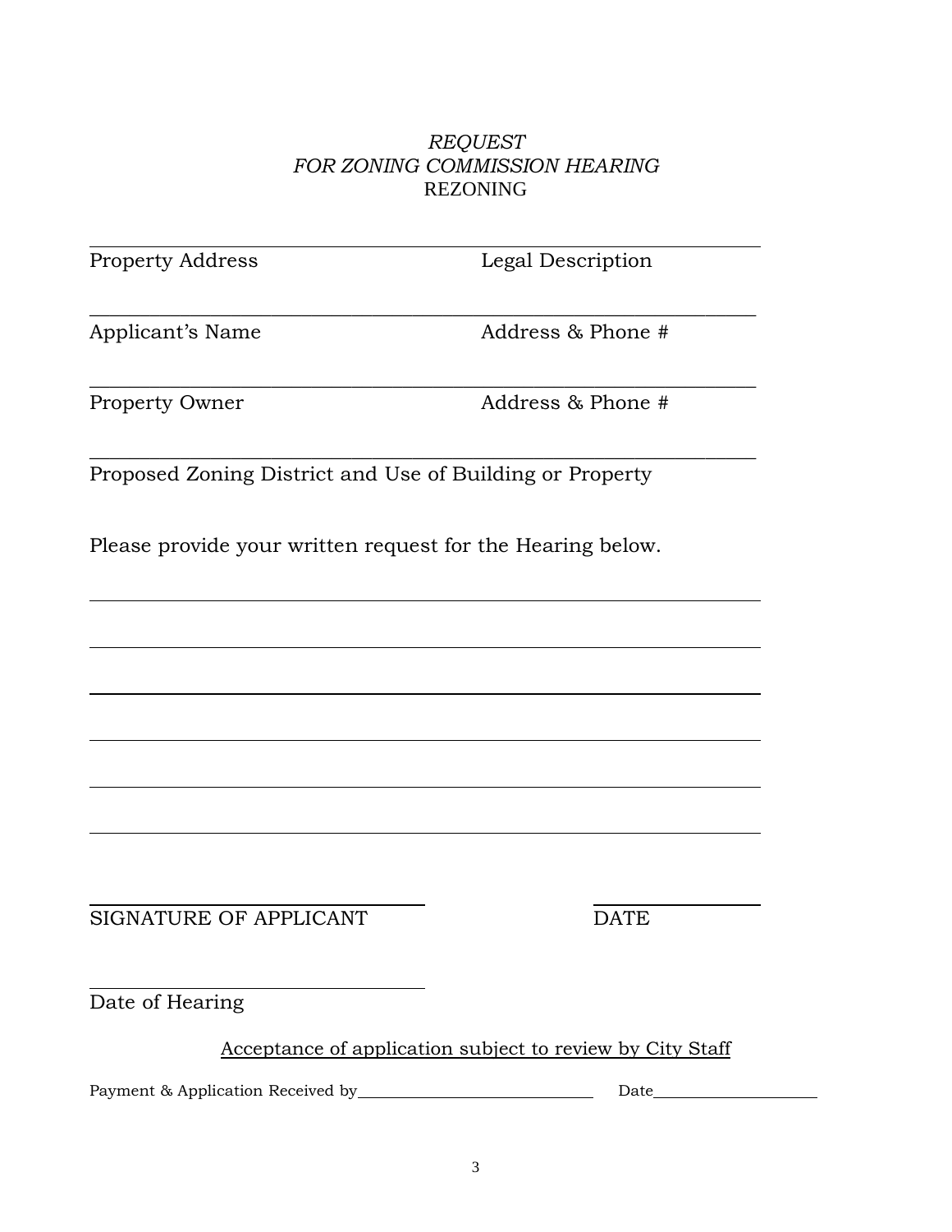*REQUEST*
*FOR ZONING COMMISSION HEARING*
REZONING

\_\_\_\_\_\_\_\_\_\_\_\_\_\_\_\_\_\_\_\_\_\_\_\_\_\_\_\_\_\_\_\_\_\_\_\_\_\_\_\_\_\_\_\_\_\_\_\_\_\_\_\_\_\_\_\_\_\_\_\_\_\_

Property Address                                        Legal Description

\_\_\_\_\_\_\_\_\_\_\_\_\_\_\_\_\_\_\_\_\_\_\_\_\_\_\_\_\_\_\_\_\_\_\_\_\_\_\_\_\_\_\_\_\_\_\_\_\_\_\_\_\_\_\_\_\_\_\_\_\_\_

Applicant's Name                                        Address & Phone #

\_\_\_\_\_\_\_\_\_\_\_\_\_\_\_\_\_\_\_\_\_\_\_\_\_\_\_\_\_\_\_\_\_\_\_\_\_\_\_\_\_\_\_\_\_\_\_\_\_\_\_\_\_\_\_\_\_\_\_\_\_\_

Property Owner                                          Address & Phone #

\_\_\_\_\_\_\_\_\_\_\_\_\_\_\_\_\_\_\_\_\_\_\_\_\_\_\_\_\_\_\_\_\_\_\_\_\_\_\_\_\_\_\_\_\_\_\_\_\_\_\_\_\_\_\_\_\_\_\_\_\_\_

Proposed Zoning District and Use of Building or Property

Please provide your written request for the Hearing below.

\_\_\_\_\_\_\_\_\_\_\_\_\_\_\_\_\_\_\_\_\_\_\_\_\_\_\_\_\_\_\_\_\_\_\_\_\_\_\_\_\_\_\_\_\_\_\_\_\_\_\_\_\_\_\_\_\_\_\_\_\_\_

\_\_\_\_\_\_\_\_\_\_\_\_\_\_\_\_\_\_\_\_\_\_\_\_\_\_\_\_\_\_\_\_\_\_\_\_\_\_\_\_\_\_\_\_\_\_\_\_\_\_\_\_\_\_\_\_\_\_\_\_\_\_

\_\_\_\_\_\_\_\_\_\_\_\_\_\_\_\_\_\_\_\_\_\_\_\_\_\_\_\_\_\_\_\_\_\_\_\_\_\_\_\_\_\_\_\_\_\_\_\_\_\_\_\_\_\_\_\_\_\_\_\_\_\_

\_\_\_\_\_\_\_\_\_\_\_\_\_\_\_\_\_\_\_\_\_\_\_\_\_\_\_\_\_\_\_\_\_\_\_\_\_\_\_\_\_\_\_\_\_\_\_\_\_\_\_\_\_\_\_\_\_\_\_\_\_\_

\_\_\_\_\_\_\_\_\_\_\_\_\_\_\_\_\_\_\_\_\_\_\_\_\_\_\_\_\_\_\_\_\_\_\_\_\_\_\_\_\_\_\_\_\_\_\_\_\_\_\_\_\_\_\_\_\_\_\_\_\_\_

\_\_\_\_\_\_\_\_\_\_\_\_\_\_\_\_\_\_\_\_\_\_\_\_\_\_\_\_\_\_\_\_\_\_\_\_\_\_\_\_\_\_\_\_\_\_\_\_\_\_\_\_\_\_\_\_\_\_\_\_\_\_

\_\_\_\_\_\_\_\_\_\_\_\_\_\_\_\_\_\_\_\_\_\_\_\_\_\_\_\_\_\_\_\_                \_\_\_\_\_\_\_\_\_\_\_\_\_\_\_\_

SIGNATURE OF APPLICANT                                DATE

\_\_\_\_\_\_\_\_\_\_\_\_\_\_\_\_\_\_\_\_\_\_\_\_\_\_\_\_\_\_\_\_

Date of Hearing

<u>Acceptance of application subject to review by City Staff</u>

Payment & Application Received by\_\_\_\_\_\_\_\_\_\_\_\_\_\_\_\_\_\_\_\_\_\_\_\_\_\_\_\_ Date\_\_\_\_\_\_\_\_\_\_\_\_\_\_\_\_\_\_\_\_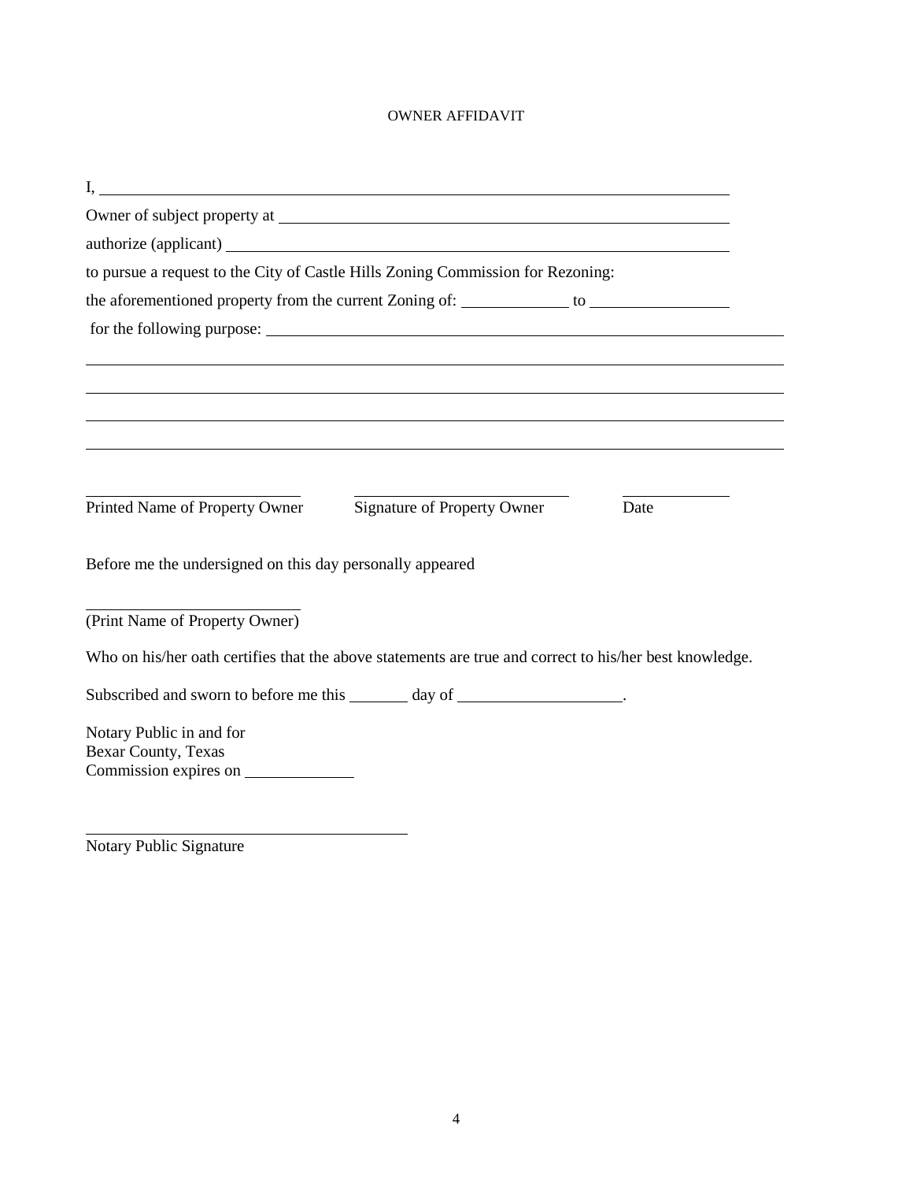# OWNER AFFIDAVIT

I, \_\_\_\_\_\_\_\_\_\_\_\_\_\_\_\_\_\_\_\_\_\_\_\_\_\_\_\_\_\_\_\_\_\_\_\_\_\_\_\_\_\_\_\_\_\_\_\_\_\_\_\_\_\_\_\_\_\_\_\_

Owner of subject property at \_\_\_\_\_\_\_\_\_\_\_\_\_\_\_\_\_\_\_\_\_\_\_\_\_\_\_\_\_\_\_\_\_\_\_\_\_\_\_\_\_\_\_\_

authorize (applicant) \_\_\_\_\_\_\_\_\_\_\_\_\_\_\_\_\_\_\_\_\_\_\_\_\_\_\_\_\_\_\_\_\_\_\_\_\_\_\_\_\_\_\_\_\_\_\_\_\_\_

to pursue a request to the City of Castle Hills Zoning Commission for Rezoning:

the aforementioned property from the current Zoning of: \_\_\_\_\_\_\_\_\_\_\_\_ to \_\_\_\_\_\_\_\_\_\_\_\_\_\_\_

for the following purpose: \_\_\_\_\_\_\_\_\_\_\_\_\_\_\_\_\_\_\_\_\_\_\_\_\_\_\_\_\_\_\_\_\_\_\_\_\_\_\_\_\_\_\_\_\_\_\_\_\_\_\_\_\_\_

\_\_\_\_\_\_\_\_\_\_\_\_\_\_\_\_\_\_\_\_\_\_\_\_\_\_\_\_\_\_\_\_\_\_\_\_\_\_\_\_\_\_\_\_\_\_\_\_\_\_\_\_\_\_\_\_\_\_\_\_\_\_\_\_\_\_\_\_\_\_\_\_

\_\_\_\_\_\_\_\_\_\_\_\_\_\_\_\_\_\_\_\_\_\_\_\_\_\_\_\_\_\_\_\_\_\_\_\_\_\_\_\_\_\_\_\_\_\_\_\_\_\_\_\_\_\_\_\_\_\_\_\_\_\_\_\_\_\_\_\_\_\_\_\_

\_\_\_\_\_\_\_\_\_\_\_\_\_\_\_\_\_\_\_\_\_\_\_\_\_\_\_\_\_\_\_\_\_\_\_\_\_\_\_\_\_\_\_\_\_\_\_\_\_\_\_\_\_\_\_\_\_\_\_\_\_\_\_\_\_\_\_\_\_\_\_\_

\_\_\_\_\_\_\_\_\_\_\_\_\_\_\_\_\_\_\_\_\_\_\_\_\_\_\_\_\_\_\_\_\_\_\_\_\_\_\_\_\_\_\_\_\_\_\_\_\_\_\_\_\_\_\_\_\_\_\_\_\_\_\_\_\_\_\_\_\_\_\_\_

\_\_\_\_\_\_\_\_\_\_\_\_\_\_\_\_\_\_\_\_\_\_\_\_ \_\_\_\_\_\_\_\_\_\_\_\_\_\_\_\_\_\_\_\_\_\_\_\_ \_\_\_\_\_\_\_\_\_\_\_\_

Printed Name of Property Owner  Signature of Property Owner  Date

Before me the undersigned on this day personally appeared

\_\_\_\_\_\_\_\_\_\_\_\_\_\_\_\_\_\_\_\_\_\_\_\_

(Print Name of Property Owner)

Who on his/her oath certifies that the above statements are true and correct to his/her best knowledge.

Subscribed and sworn to before me this \_\_\_\_\_\_\_ day of \_\_\_\_\_\_\_\_\_\_\_\_\_\_\_\_\_\_.

Notary Public in and for
Bexar County, Texas
Commission expires on \_\_\_\_\_\_\_\_\_\_\_\_

\_\_\_\_\_\_\_\_\_\_\_\_\_\_\_\_\_\_\_\_\_\_\_\_\_\_\_\_\_\_\_\_\_\_\_\_

Notary Public Signature